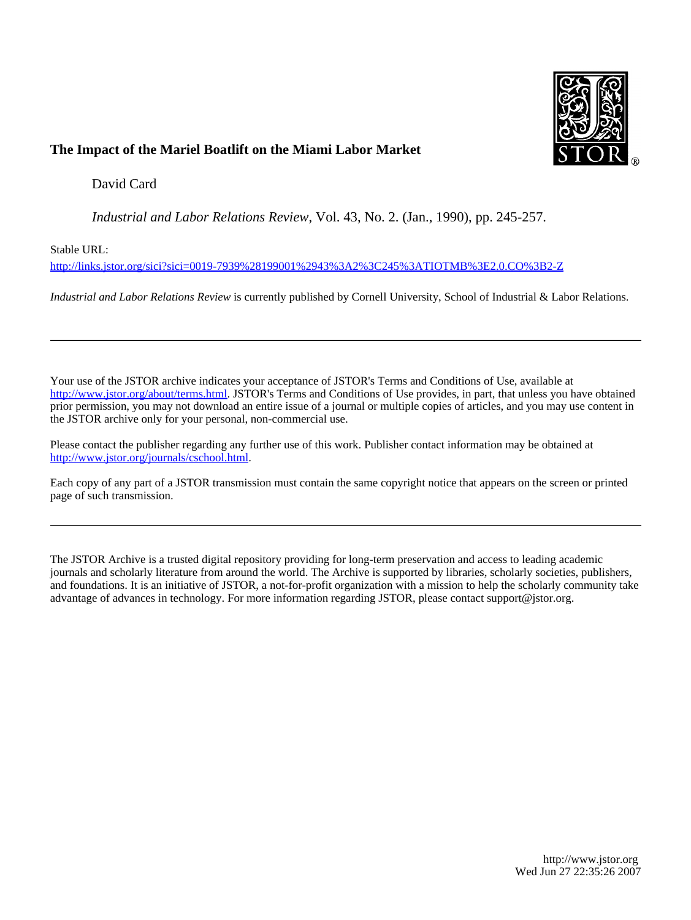**The Impact of the Mariel Boatlift on the Miami Labor Market**

David Card

*Industrial and Labor Relations Review*, Vol. 43, No. 2. (Jan., 1990), pp. 245-257.

Stable URL:

http://links.jstor.org/sici?sici=0019-7939%28199001%2943%3A2%3C245%3ATIOTMB%3E2.0.CO%3B2-Z

*Industrial and Labor Relations Review* is currently published by Cornell University, School of Industrial & Labor Relations.

---

Your use of the JSTOR archive indicates your acceptance of JSTOR's Terms and Conditions of Use, available at http://www.jstor.org/about/terms.html. JSTOR's Terms and Conditions of Use provides, in part, that unless you have obtained prior permission, you may not download an entire issue of a journal or multiple copies of articles, and you may use content in the JSTOR archive only for your personal, non-commercial use.

Please contact the publisher regarding any further use of this work. Publisher contact information may be obtained at http://www.jstor.org/journals/cschool.html.

Each copy of any part of a JSTOR transmission must contain the same copyright notice that appears on the screen or printed page of such transmission.

---

The JSTOR Archive is a trusted digital repository providing for long-term preservation and access to leading academic journals and scholarly literature from around the world. The Archive is supported by libraries, scholarly societies, publishers, and foundations. It is an initiative of JSTOR, a not-for-profit organization with a mission to help the scholarly community take advantage of advances in technology. For more information regarding JSTOR, please contact support@jstor.org.

http://www.jstor.org
Wed Jun 27 22:35:26 2007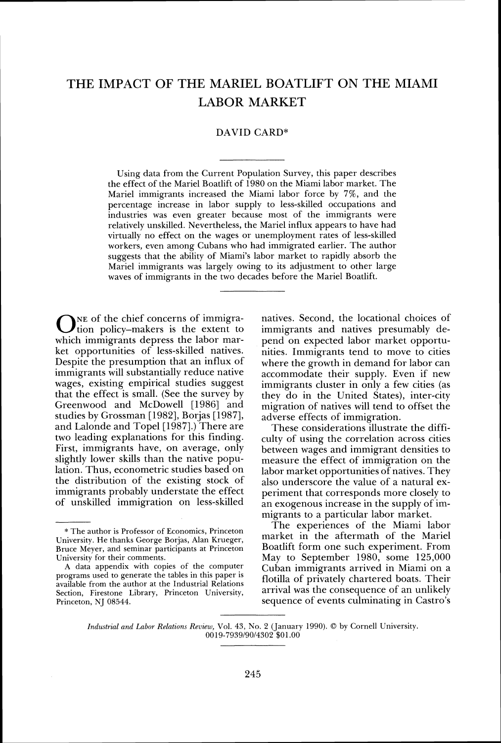# THE IMPACT OF THE MARIEL BOATLIFT ON THE MIAMI LABOR MARKET

DAVID CARD*

Using data from the Current Population Survey, this paper describes the effect of the Mariel Boatlift of 1980 on the Miami labor market. The Mariel immigrants increased the Miami labor force by 7%, and the percentage increase in labor supply to less-skilled occupations and industries was even greater because most of the immigrants were relatively unskilled. Nevertheless, the Mariel influx appears to have had virtually no effect on the wages or unemployment rates of less-skilled workers, even among Cubans who had immigrated earlier. The author suggests that the ability of Miami's labor market to rapidly absorb the Mariel immigrants was largely owing to its adjustment to other large waves of immigrants in the two decades before the Mariel Boatlift.

One of the chief concerns of immigration policy-makers is the extent to which immigrants depress the labor market opportunities of less-skilled natives. Despite the presumption that an influx of immigrants will substantially reduce native wages, existing empirical studies suggest that the effect is small. (See the survey by Greenwood and McDowell [1986] and studies by Grossman [1982], Borjas [1987], and Lalonde and Topel [1987].) There are two leading explanations for this finding. First, immigrants have, on average, only slightly lower skills than the native population. Thus, econometric studies based on the distribution of the existing stock of immigrants probably understate the effect of unskilled immigration on less-skilled natives. Second, the locational choices of immigrants and natives presumably depend on expected labor market opportunities. Immigrants tend to move to cities where the growth in demand for labor can accommodate their supply. Even if new immigrants cluster in only a few cities (as they do in the United States), inter-city migration of natives will tend to offset the adverse effects of immigration.

These considerations illustrate the difficulty of using the correlation across cities between wages and immigrant densities to measure the effect of immigration on the labor market opportunities of natives. They also underscore the value of a natural experiment that corresponds more closely to an exogenous increase in the supply of immigrants to a particular labor market.

The experiences of the Miami labor market in the aftermath of the Mariel Boatlift form one such experiment. From May to September 1980, some 125,000 Cuban immigrants arrived in Miami on a flotilla of privately chartered boats. Their arrival was the consequence of an unlikely sequence of events culminating in Castro's

---

\* The author is Professor of Economics, Princeton University. He thanks George Borjas, Alan Krueger, Bruce Meyer, and seminar participants at Princeton University for their comments.

A data appendix with copies of the computer programs used to generate the tables in this paper is available from the author at the Industrial Relations Section, Firestone Library, Princeton University, Princeton, NJ 08544.

*Industrial and Labor Relations Review*, Vol. 43, No. 2 (January 1990). © by Cornell University. 0019-7939/90/4302 $01.00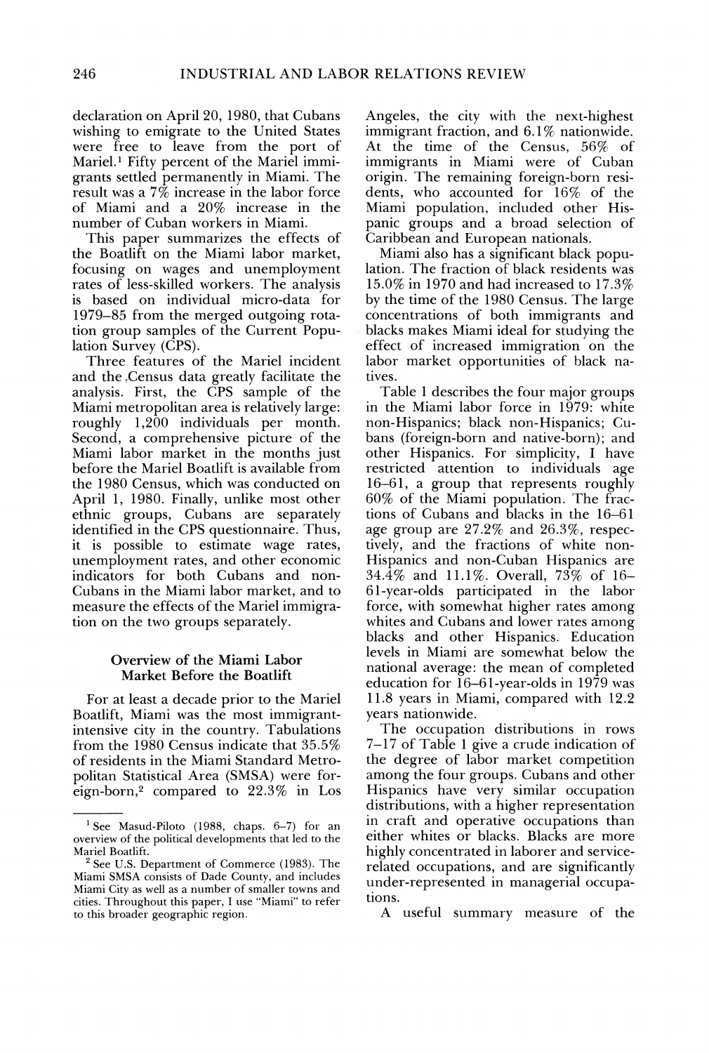declaration on April 20, 1980, that Cubans wishing to emigrate to the United States were free to leave from the port of Mariel.[1] Fifty percent of the Mariel immigrants settled permanently in Miami. The result was a 7% increase in the labor force of Miami and a 20% increase in the number of Cuban workers in Miami.

This paper summarizes the effects of the Boatlift on the Miami labor market, focusing on wages and unemployment rates of less-skilled workers. The analysis is based on individual micro-data for 1979–85 from the merged outgoing rotation group samples of the Current Population Survey (CPS).

Three features of the Mariel incident and the Census data greatly facilitate the analysis. First, the CPS sample of the Miami metropolitan area is relatively large: roughly 1,200 individuals per month. Second, a comprehensive picture of the Miami labor market in the months just before the Mariel Boatlift is available from the 1980 Census, which was conducted on April 1, 1980. Finally, unlike most other ethnic groups, Cubans are separately identified in the CPS questionnaire. Thus, it is possible to estimate wage rates, unemployment rates, and other economic indicators for both Cubans and non-Cubans in the Miami labor market, and to measure the effects of the Mariel immigration on the two groups separately.

## Overview of the Miami Labor Market Before the Boatlift

For at least a decade prior to the Mariel Boatlift, Miami was the most immigrant-intensive city in the country. Tabulations from the 1980 Census indicate that 35.5% of residents in the Miami Standard Metropolitan Statistical Area (SMSA) were foreign-born,[2] compared to 22.3% in Los Angeles, the city with the next-highest immigrant fraction, and 6.1% nationwide. At the time of the Census, 56% of immigrants in Miami were of Cuban origin. The remaining foreign-born residents, who accounted for 16% of the Miami population, included other Hispanic groups and a broad selection of Caribbean and European nationals.

Miami also has a significant black population. The fraction of black residents was 15.0% in 1970 and had increased to 17.3% by the time of the 1980 Census. The large concentrations of both immigrants and blacks makes Miami ideal for studying the effect of increased immigration on the labor market opportunities of black natives.

Table 1 describes the four major groups in the Miami labor force in 1979: white non-Hispanics; black non-Hispanics; Cubans (foreign-born and native-born); and other Hispanics. For simplicity, I have restricted attention to individuals age 16–61, a group that represents roughly 60% of the Miami population. The fractions of Cubans and blacks in the 16–61 age group are 27.2% and 26.3%, respectively, and the fractions of white non-Hispanics and non-Cuban Hispanics are 34.4% and 11.1%. Overall, 73% of 16–61-year-olds participated in the labor force, with somewhat higher rates among whites and Cubans and lower rates among blacks and other Hispanics. Education levels in Miami are somewhat below the national average: the mean of completed education for 16–61-year-olds in 1979 was 11.8 years in Miami, compared with 12.2 years nationwide.

The occupation distributions in rows 7–17 of Table 1 give a crude indication of the degree of labor market competition among the four groups. Cubans and other Hispanics have very similar occupation distributions, with a higher representation in craft and operative occupations than either whites or blacks. Blacks are more highly concentrated in laborer and service-related occupations, and are significantly under-represented in managerial occupations.

A useful summary measure of the

---

[1] See Masud-Piloto (1988, chaps. 6–7) for an overview of the political developments that led to the Mariel Boatlift.

[2] See U.S. Department of Commerce (1983). The Miami SMSA consists of Dade County, and includes Miami City as well as a number of smaller towns and cities. Throughout this paper, I use "Miami" to refer to this broader geographic region.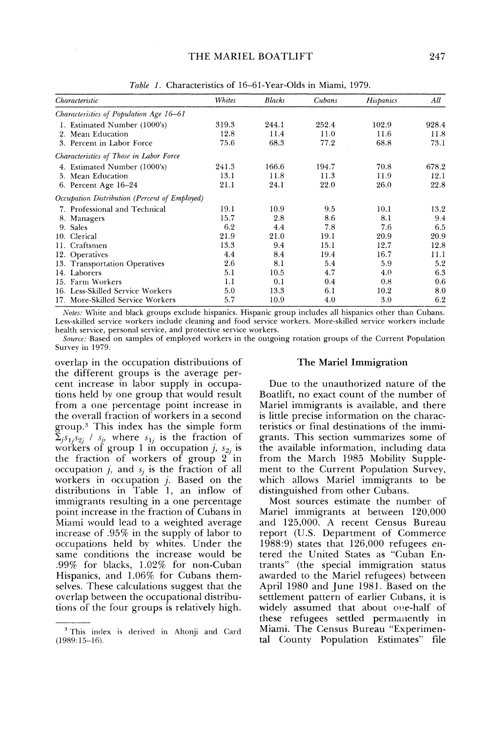Table 1. Characteristics of 16–61-Year-Olds in Miami, 1979.

| Characteristic | Whites | Blacks | Cubans | Hispanics | All |
|---|---|---|---|---|---|
| *Characteristics of Population Age 16–61* | | | | | |
| 1. Estimated Number (1000's) | 319.3 | 244.1 | 252.4 | 102.9 | 928.4 |
| 2. Mean Education | 12.8 | 11.4 | 11.0 | 11.6 | 11.8 |
| 3. Percent in Labor Force | 75.6 | 68.3 | 77.2 | 68.8 | 73.1 |
| *Characteristics of Those in Labor Force* | | | | | |
| 4. Estimated Number (1000's) | 241.3 | 166.6 | 194.7 | 70.8 | 678.2 |
| 5. Mean Education | 13.1 | 11.8 | 11.3 | 11.9 | 12.1 |
| 6. Percent Age 16–24 | 21.1 | 24.1 | 22.0 | 26.0 | 22.8 |
| *Occupation Distribution (Percent of Employed)* | | | | | |
| 7. Professional and Technical | 19.1 | 10.9 | 9.5 | 10.1 | 13.2 |
| 8. Managers | 15.7 | 2.8 | 8.6 | 8.1 | 9.4 |
| 9. Sales | 6.2 | 4.4 | 7.8 | 7.6 | 6.5 |
| 10. Clerical | 21.9 | 21.0 | 19.1 | 20.9 | 20.9 |
| 11. Craftsmen | 13.3 | 9.4 | 15.1 | 12.7 | 12.8 |
| 12. Operatives | 4.4 | 8.4 | 19.4 | 16.7 | 11.1 |
| 13. Transportation Operatives | 2.6 | 8.1 | 5.4 | 5.9 | 5.2 |
| 14. Laborers | 5.1 | 10.5 | 4.7 | 4.0 | 6.3 |
| 15. Farm Workers | 1.1 | 0.1 | 0.4 | 0.8 | 0.6 |
| 16. Less-Skilled Service Workers | 5.0 | 13.3 | 6.1 | 10.2 | 8.0 |
| 17. More-Skilled Service Workers | 5.7 | 10.9 | 4.0 | 3.0 | 6.2 |

*Notes:* White and black groups exclude hispanics. Hispanic group includes all hispanics other than Cubans. Less-skilled service workers include cleaning and food service workers. More-skilled service workers include health service, personal service, and protective service workers.

*Source:* Based on samples of employed workers in the outgoing rotation groups of the Current Population Survey in 1979.

overlap in the occupation distributions of the different groups is the average percent increase in labor supply in occupations held by one group that would result from a one percentage point increase in the overall fraction of workers in a second group.[3] This index has the simple form $\Sigma_j s_{1j} s_{2j} / s_j$, where $s_{1j}$ is the fraction of workers of group 1 in occupation $j$, $s_{2j}$ is the fraction of workers of group 2 in occupation $j$, and $s_j$ is the fraction of all workers in occupation $j$. Based on the distributions in Table 1, an inflow of immigrants resulting in a one percentage point increase in the fraction of Cubans in Miami would lead to a weighted average increase of .95% in the supply of labor to occupations held by whites. Under the same conditions the increase would be .99% for blacks, 1.02% for non-Cuban Hispanics, and 1.06% for Cubans themselves. These calculations suggest that the overlap between the occupational distributions of the four groups is relatively high.

[3] This index is derived in Altonji and Card (1989:15–16).

## The Mariel Immigration

Due to the unauthorized nature of the Boatlift, no exact count of the number of Mariel immigrants is available, and there is little precise information on the characteristics or final destinations of the immigrants. This section summarizes some of the available information, including data from the March 1985 Mobility Supplement to the Current Population Survey, which allows Mariel immigrants to be distinguished from other Cubans.

Most sources estimate the number of Mariel immigrants at between 120,000 and 125,000. A recent Census Bureau report (U.S. Department of Commerce 1988:9) states that 126,000 refugees entered the United States as "Cuban Entrants" (the special immigration status awarded to the Mariel refugees) between April 1980 and June 1981. Based on the settlement pattern of earlier Cubans, it is widely assumed that about one-half of these refugees settled permanently in Miami. The Census Bureau "Experimental County Population Estimates" file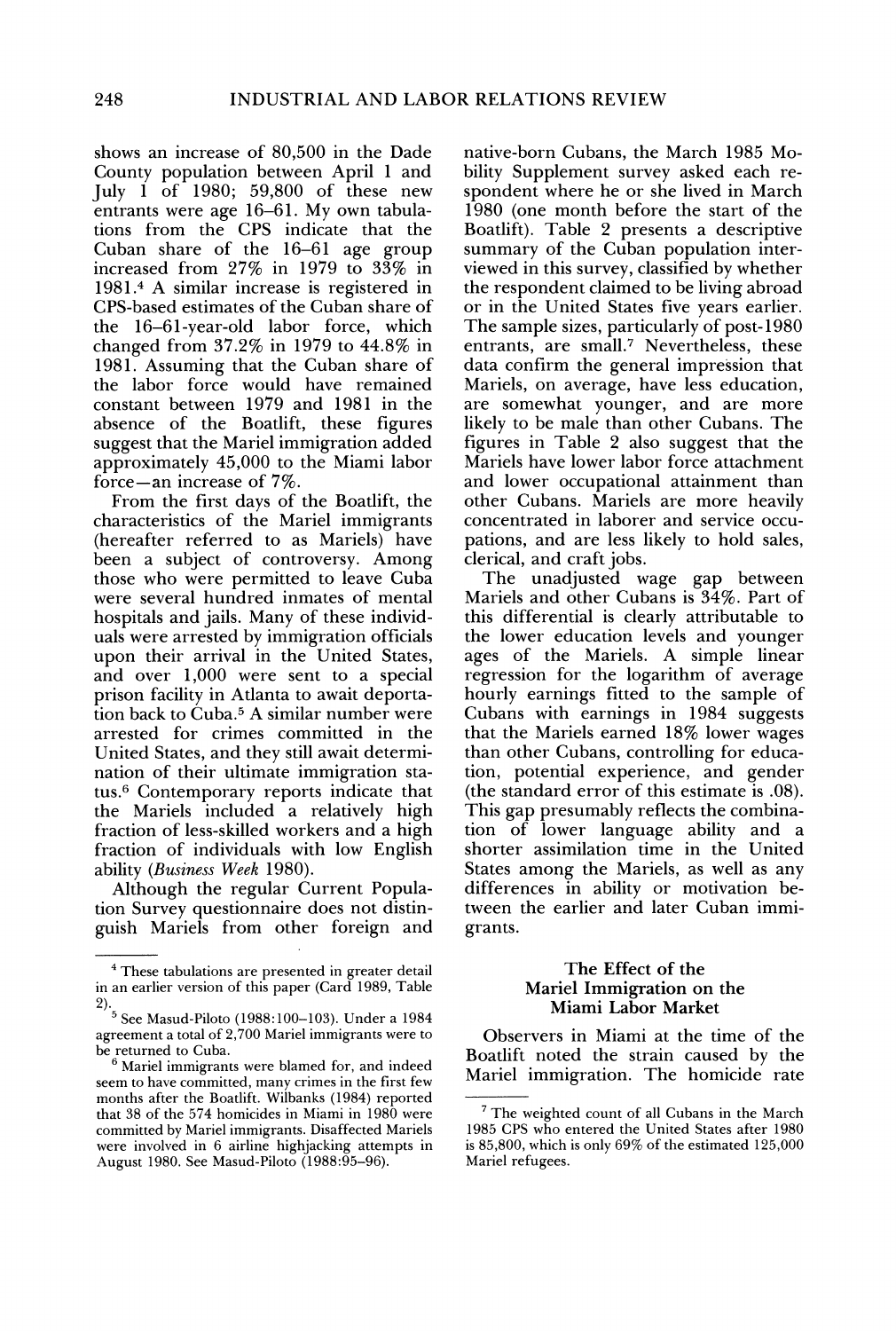shows an increase of 80,500 in the Dade County population between April 1 and July 1 of 1980; 59,800 of these new entrants were age 16–61. My own tabulations from the CPS indicate that the Cuban share of the 16–61 age group increased from 27% in 1979 to 33% in 1981.[4] A similar increase is registered in CPS-based estimates of the Cuban share of the 16–61-year-old labor force, which changed from 37.2% in 1979 to 44.8% in 1981. Assuming that the Cuban share of the labor force would have remained constant between 1979 and 1981 in the absence of the Boatlift, these figures suggest that the Mariel immigration added approximately 45,000 to the Miami labor force—an increase of 7%.

From the first days of the Boatlift, the characteristics of the Mariel immigrants (hereafter referred to as Mariels) have been a subject of controversy. Among those who were permitted to leave Cuba were several hundred inmates of mental hospitals and jails. Many of these individuals were arrested by immigration officials upon their arrival in the United States, and over 1,000 were sent to a special prison facility in Atlanta to await deportation back to Cuba.[5] A similar number were arrested for crimes committed in the United States, and they still await determination of their ultimate immigration status.[6] Contemporary reports indicate that the Mariels included a relatively high fraction of less-skilled workers and a high fraction of individuals with low English ability (*Business Week* 1980).

Although the regular Current Population Survey questionnaire does not distinguish Mariels from other foreign and native-born Cubans, the March 1985 Mobility Supplement survey asked each respondent where he or she lived in March 1980 (one month before the start of the Boatlift). Table 2 presents a descriptive summary of the Cuban population interviewed in this survey, classified by whether the respondent claimed to be living abroad or in the United States five years earlier. The sample sizes, particularly of post-1980 entrants, are small.[7] Nevertheless, these data confirm the general impression that Mariels, on average, have less education, are somewhat younger, and are more likely to be male than other Cubans. The figures in Table 2 also suggest that the Mariels have lower labor force attachment and lower occupational attainment than other Cubans. Mariels are more heavily concentrated in laborer and service occupations, and are less likely to hold sales, clerical, and craft jobs.

The unadjusted wage gap between Mariels and other Cubans is 34%. Part of this differential is clearly attributable to the lower education levels and younger ages of the Mariels. A simple linear regression for the logarithm of average hourly earnings fitted to the sample of Cubans with earnings in 1984 suggests that the Mariels earned 18% lower wages than other Cubans, controlling for education, potential experience, and gender (the standard error of this estimate is .08). This gap presumably reflects the combination of lower language ability and a shorter assimilation time in the United States among the Mariels, as well as any differences in ability or motivation between the earlier and later Cuban immigrants.

## The Effect of the Mariel Immigration on the Miami Labor Market

Observers in Miami at the time of the Boatlift noted the strain caused by the Mariel immigration. The homicide rate

---

[4] These tabulations are presented in greater detail in an earlier version of this paper (Card 1989, Table 2).

[5] See Masud-Piloto (1988:100–103). Under a 1984 agreement a total of 2,700 Mariel immigrants were to be returned to Cuba.

[6] Mariel immigrants were blamed for, and indeed seem to have committed, many crimes in the first few months after the Boatlift. Wilbanks (1984) reported that 38 of the 574 homicides in Miami in 1980 were committed by Mariel immigrants. Disaffected Mariels were involved in 6 airline highjacking attempts in August 1980. See Masud-Piloto (1988:95–96).

[7] The weighted count of all Cubans in the March 1985 CPS who entered the United States after 1980 is 85,800, which is only 69% of the estimated 125,000 Mariel refugees.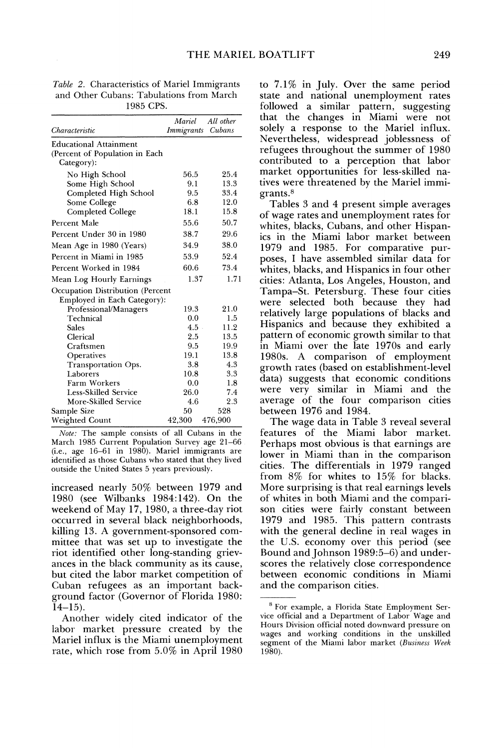Table 2. Characteristics of Mariel Immigrants and Other Cubans: Tabulations from March 1985 CPS.

| Characteristic | Mariel Immigrants | All other Cubans |
|---|---|---|
| Educational Attainment (Percent of Population in Each Category): | | |
| No High School | 56.5 | 25.4 |
| Some High School | 9.1 | 13.3 |
| Completed High School | 9.5 | 33.4 |
| Some College | 6.8 | 12.0 |
| Completed College | 18.1 | 15.8 |
| Percent Male | 55.6 | 50.7 |
| Percent Under 30 in 1980 | 38.7 | 29.6 |
| Mean Age in 1980 (Years) | 34.9 | 38.0 |
| Percent in Miami in 1985 | 53.9 | 52.4 |
| Percent Worked in 1984 | 60.6 | 73.4 |
| Mean Log Hourly Earnings | 1.37 | 1.71 |
| Occupation Distribution (Percent Employed in Each Category): | | |
| Professional/Managers | 19.3 | 21.0 |
| Technical | 0.0 | 1.5 |
| Sales | 4.5 | 11.2 |
| Clerical | 2.5 | 13.5 |
| Craftsmen | 9.5 | 19.9 |
| Operatives | 19.1 | 13.8 |
| Transportation Ops. | 3.8 | 4.3 |
| Laborers | 10.8 | 3.3 |
| Farm Workers | 0.0 | 1.8 |
| Less-Skilled Service | 26.0 | 7.4 |
| More-Skilled Service | 4.6 | 2.3 |
| Sample Size | 50 | 528 |
| Weighted Count | 42,300 | 476,900 |

*Note:* The sample consists of all Cubans in the March 1985 Current Population Survey age 21–66 (i.e., age 16–61 in 1980). Mariel immigrants are identified as those Cubans who stated that they lived outside the United States 5 years previously.

increased nearly 50% between 1979 and 1980 (see Wilbanks 1984:142). On the weekend of May 17, 1980, a three-day riot occurred in several black neighborhoods, killing 13. A government-sponsored committee that was set up to investigate the riot identified other long-standing grievances in the black community as its cause, but cited the labor market competition of Cuban refugees as an important background factor (Governor of Florida 1980: 14–15).

Another widely cited indicator of the labor market pressure created by the Mariel influx is the Miami unemployment rate, which rose from 5.0% in April 1980 to 7.1% in July. Over the same period state and national unemployment rates followed a similar pattern, suggesting that the changes in Miami were not solely a response to the Mariel influx. Nevertheless, widespread joblessness of refugees throughout the summer of 1980 contributed to a perception that labor market opportunities for less-skilled natives were threatened by the Mariel immigrants.[8]

Tables 3 and 4 present simple averages of wage rates and unemployment rates for whites, blacks, Cubans, and other Hispanics in the Miami labor market between 1979 and 1985. For comparative purposes, I have assembled similar data for whites, blacks, and Hispanics in four other cities: Atlanta, Los Angeles, Houston, and Tampa–St. Petersburg. These four cities were selected both because they had relatively large populations of blacks and Hispanics and because they exhibited a pattern of economic growth similar to that in Miami over the late 1970s and early 1980s. A comparison of employment growth rates (based on establishment-level data) suggests that economic conditions were very similar in Miami and the average of the four comparison cities between 1976 and 1984.

The wage data in Table 3 reveal several features of the Miami labor market. Perhaps most obvious is that earnings are lower in Miami than in the comparison cities. The differentials in 1979 ranged from 8% for whites to 15% for blacks. More surprising is that real earnings levels of whites in both Miami and the comparison cities were fairly constant between 1979 and 1985. This pattern contrasts with the general decline in real wages in the U.S. economy over this period (see Bound and Johnson 1989:5–6) and underscores the relatively close correspondence between economic conditions in Miami and the comparison cities.

[8] For example, a Florida State Employment Service official and a Department of Labor Wage and Hours Division official noted downward pressure on wages and working conditions in the unskilled segment of the Miami labor market (*Business Week* 1980).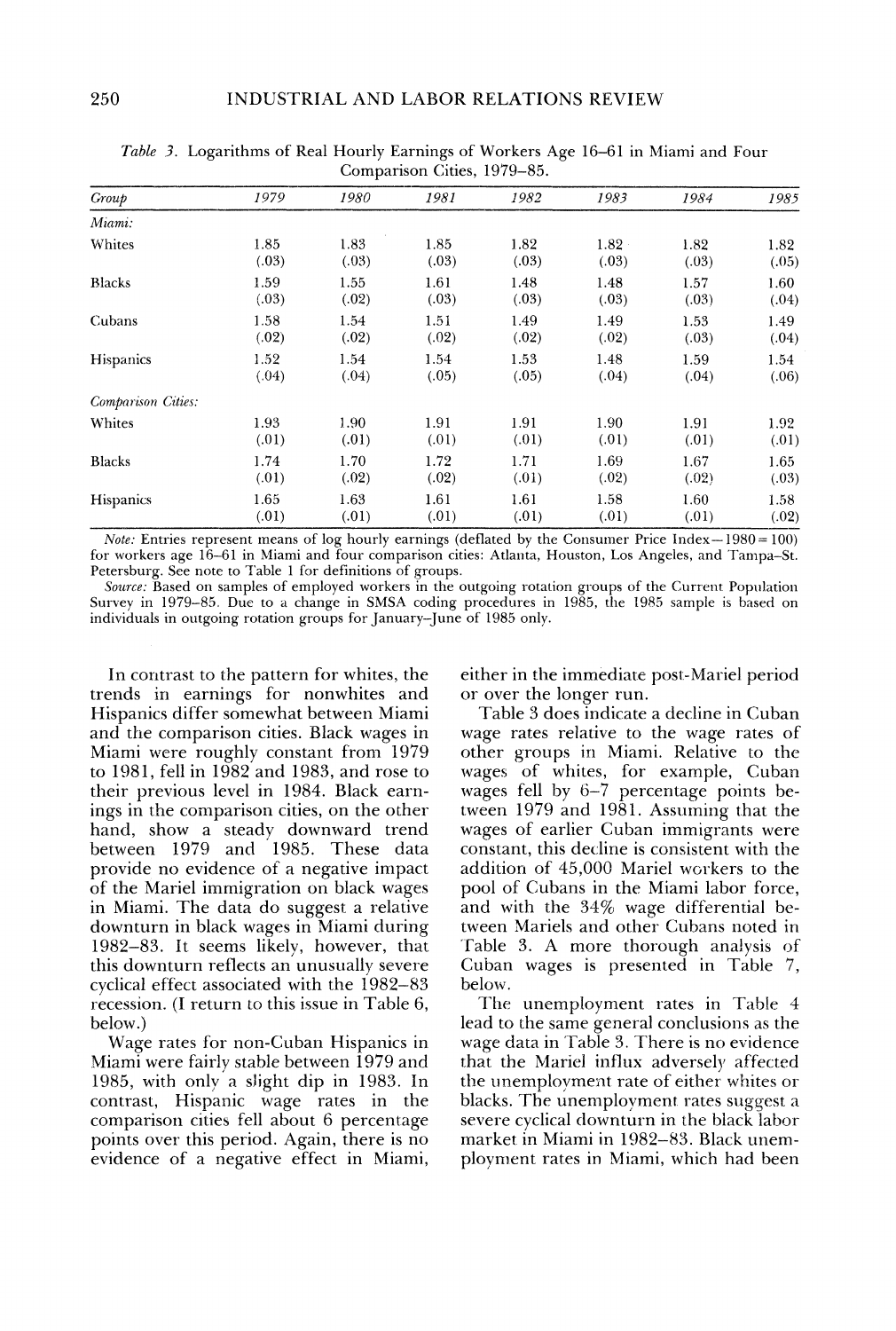Table 3. Logarithms of Real Hourly Earnings of Workers Age 16–61 in Miami and Four Comparison Cities, 1979–85.

| Group | 1979 | 1980 | 1981 | 1982 | 1983 | 1984 | 1985 |
|---|---|---|---|---|---|---|---|
| *Miami:* | | | | | | | |
| Whites | 1.85 | 1.83 | 1.85 | 1.82 | 1.82 | 1.82 | 1.82 |
| | (.03) | (.03) | (.03) | (.03) | (.03) | (.03) | (.05) |
| Blacks | 1.59 | 1.55 | 1.61 | 1.48 | 1.48 | 1.57 | 1.60 |
| | (.03) | (.02) | (.03) | (.03) | (.03) | (.03) | (.04) |
| Cubans | 1.58 | 1.54 | 1.51 | 1.49 | 1.49 | 1.53 | 1.49 |
| | (.02) | (.02) | (.02) | (.02) | (.02) | (.03) | (.04) |
| Hispanics | 1.52 | 1.54 | 1.54 | 1.53 | 1.48 | 1.59 | 1.54 |
| | (.04) | (.04) | (.05) | (.05) | (.04) | (.04) | (.06) |
| *Comparison Cities:* | | | | | | | |
| Whites | 1.93 | 1.90 | 1.91 | 1.91 | 1.90 | 1.91 | 1.92 |
| | (.01) | (.01) | (.01) | (.01) | (.01) | (.01) | (.01) |
| Blacks | 1.74 | 1.70 | 1.72 | 1.71 | 1.69 | 1.67 | 1.65 |
| | (.01) | (.02) | (.02) | (.01) | (.02) | (.02) | (.03) |
| Hispanics | 1.65 | 1.63 | 1.61 | 1.61 | 1.58 | 1.60 | 1.58 |
| | (.01) | (.01) | (.01) | (.01) | (.01) | (.01) | (.02) |

*Note:* Entries represent means of log hourly earnings (deflated by the Consumer Price Index—1980 = 100) for workers age 16–61 in Miami and four comparison cities: Atlanta, Houston, Los Angeles, and Tampa–St. Petersburg. See note to Table 1 for definitions of groups.

*Source:* Based on samples of employed workers in the outgoing rotation groups of the Current Population Survey in 1979–85. Due to a change in SMSA coding procedures in 1985, the 1985 sample is based on individuals in outgoing rotation groups for January–June of 1985 only.

In contrast to the pattern for whites, the trends in earnings for nonwhites and Hispanics differ somewhat between Miami and the comparison cities. Black wages in Miami were roughly constant from 1979 to 1981, fell in 1982 and 1983, and rose to their previous level in 1984. Black earnings in the comparison cities, on the other hand, show a steady downward trend between 1979 and 1985. These data provide no evidence of a negative impact of the Mariel immigration on black wages in Miami. The data do suggest a relative downturn in black wages in Miami during 1982–83. It seems likely, however, that this downturn reflects an unusually severe cyclical effect associated with the 1982–83 recession. (I return to this issue in Table 6, below.)

Wage rates for non-Cuban Hispanics in Miami were fairly stable between 1979 and 1985, with only a slight dip in 1983. In contrast, Hispanic wage rates in the comparison cities fell about 6 percentage points over this period. Again, there is no evidence of a negative effect in Miami, either in the immediate post-Mariel period or over the longer run.

Table 3 does indicate a decline in Cuban wage rates relative to the wage rates of other groups in Miami. Relative to the wages of whites, for example, Cuban wages fell by 6–7 percentage points between 1979 and 1981. Assuming that the wages of earlier Cuban immigrants were constant, this decline is consistent with the addition of 45,000 Mariel workers to the pool of Cubans in the Miami labor force, and with the 34% wage differential between Mariels and other Cubans noted in Table 3. A more thorough analysis of Cuban wages is presented in Table 7, below.

The unemployment rates in Table 4 lead to the same general conclusions as the wage data in Table 3. There is no evidence that the Mariel influx adversely affected the unemployment rate of either whites or blacks. The unemployment rates suggest a severe cyclical downturn in the black labor market in Miami in 1982–83. Black unemployment rates in Miami, which had been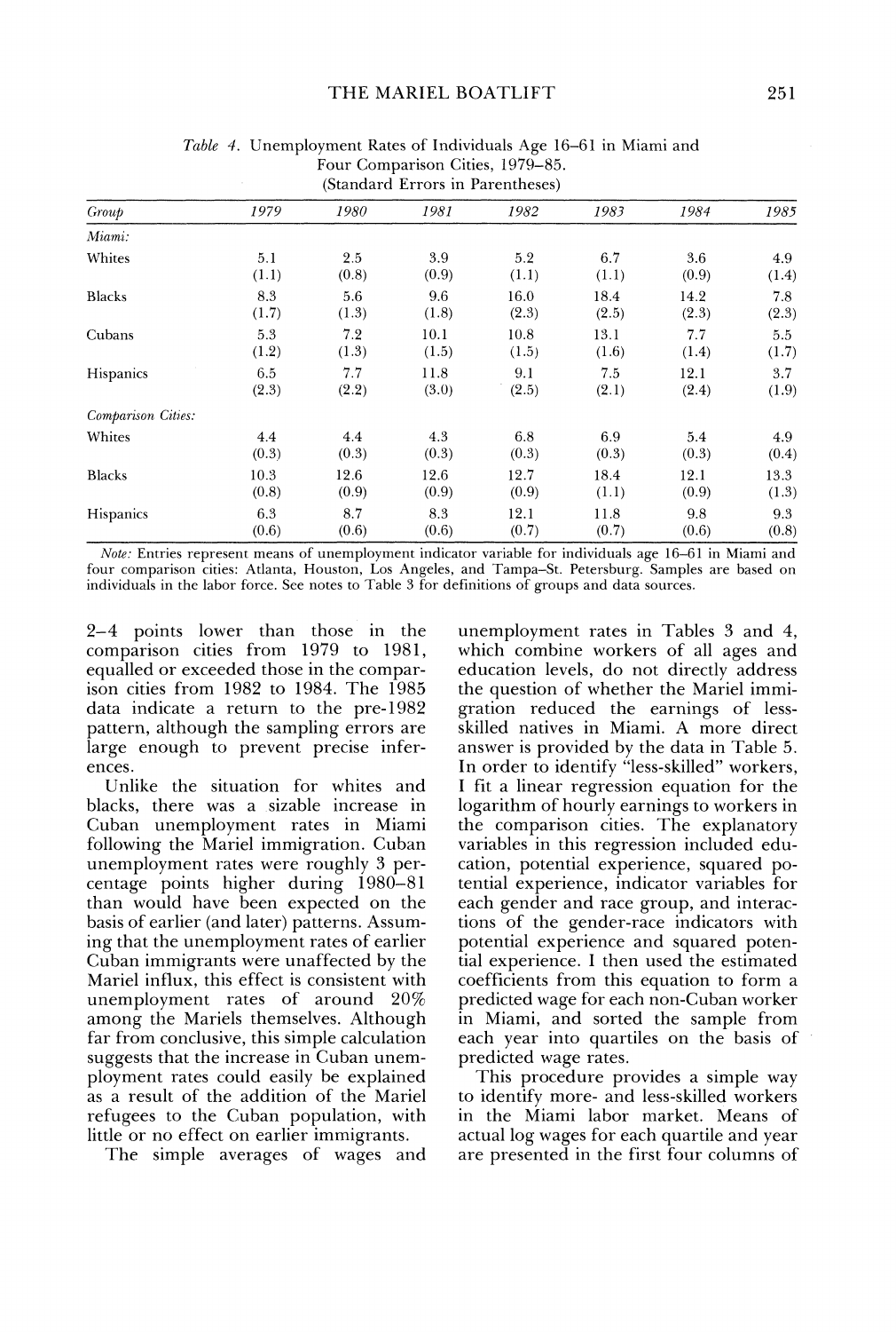Table 4. Unemployment Rates of Individuals Age 16–61 in Miami and Four Comparison Cities, 1979–85. (Standard Errors in Parentheses)

| Group | 1979 | 1980 | 1981 | 1982 | 1983 | 1984 | 1985 |
|---|---|---|---|---|---|---|---|
| *Miami:* | | | | | | | |
| Whites | 5.1 | 2.5 | 3.9 | 5.2 | 6.7 | 3.6 | 4.9 |
| | (1.1) | (0.8) | (0.9) | (1.1) | (1.1) | (0.9) | (1.4) |
| Blacks | 8.3 | 5.6 | 9.6 | 16.0 | 18.4 | 14.2 | 7.8 |
| | (1.7) | (1.3) | (1.8) | (2.3) | (2.5) | (2.3) | (2.3) |
| Cubans | 5.3 | 7.2 | 10.1 | 10.8 | 13.1 | 7.7 | 5.5 |
| | (1.2) | (1.3) | (1.5) | (1.5) | (1.6) | (1.4) | (1.7) |
| Hispanics | 6.5 | 7.7 | 11.8 | 9.1 | 7.5 | 12.1 | 3.7 |
| | (2.3) | (2.2) | (3.0) | (2.5) | (2.1) | (2.4) | (1.9) |
| *Comparison Cities:* | | | | | | | |
| Whites | 4.4 | 4.4 | 4.3 | 6.8 | 6.9 | 5.4 | 4.9 |
| | (0.3) | (0.3) | (0.3) | (0.3) | (0.3) | (0.3) | (0.4) |
| Blacks | 10.3 | 12.6 | 12.6 | 12.7 | 18.4 | 12.1 | 13.3 |
| | (0.8) | (0.9) | (0.9) | (0.9) | (1.1) | (0.9) | (1.3) |
| Hispanics | 6.3 | 8.7 | 8.3 | 12.1 | 11.8 | 9.8 | 9.3 |
| | (0.6) | (0.6) | (0.6) | (0.7) | (0.7) | (0.6) | (0.8) |

*Note:* Entries represent means of unemployment indicator variable for individuals age 16–61 in Miami and four comparison cities: Atlanta, Houston, Los Angeles, and Tampa–St. Petersburg. Samples are based on individuals in the labor force. See notes to Table 3 for definitions of groups and data sources.

2–4 points lower than those in the comparison cities from 1979 to 1981, equalled or exceeded those in the comparison cities from 1982 to 1984. The 1985 data indicate a return to the pre-1982 pattern, although the sampling errors are large enough to prevent precise inferences.

Unlike the situation for whites and blacks, there was a sizable increase in Cuban unemployment rates in Miami following the Mariel immigration. Cuban unemployment rates were roughly 3 percentage points higher during 1980–81 than would have been expected on the basis of earlier (and later) patterns. Assuming that the unemployment rates of earlier Cuban immigrants were unaffected by the Mariel influx, this effect is consistent with unemployment rates of around 20% among the Mariels themselves. Although far from conclusive, this simple calculation suggests that the increase in Cuban unemployment rates could easily be explained as a result of the addition of the Mariel refugees to the Cuban population, with little or no effect on earlier immigrants.

The simple averages of wages and unemployment rates in Tables 3 and 4, which combine workers of all ages and education levels, do not directly address the question of whether the Mariel immigration reduced the earnings of less-skilled natives in Miami. A more direct answer is provided by the data in Table 5. In order to identify "less-skilled" workers, I fit a linear regression equation for the logarithm of hourly earnings to workers in the comparison cities. The explanatory variables in this regression included education, potential experience, squared potential experience, indicator variables for each gender and race group, and interactions of the gender-race indicators with potential experience and squared potential experience. I then used the estimated coefficients from this equation to form a predicted wage for each non-Cuban worker in Miami, and sorted the sample from each year into quartiles on the basis of predicted wage rates.

This procedure provides a simple way to identify more- and less-skilled workers in the Miami labor market. Means of actual log wages for each quartile and year are presented in the first four columns of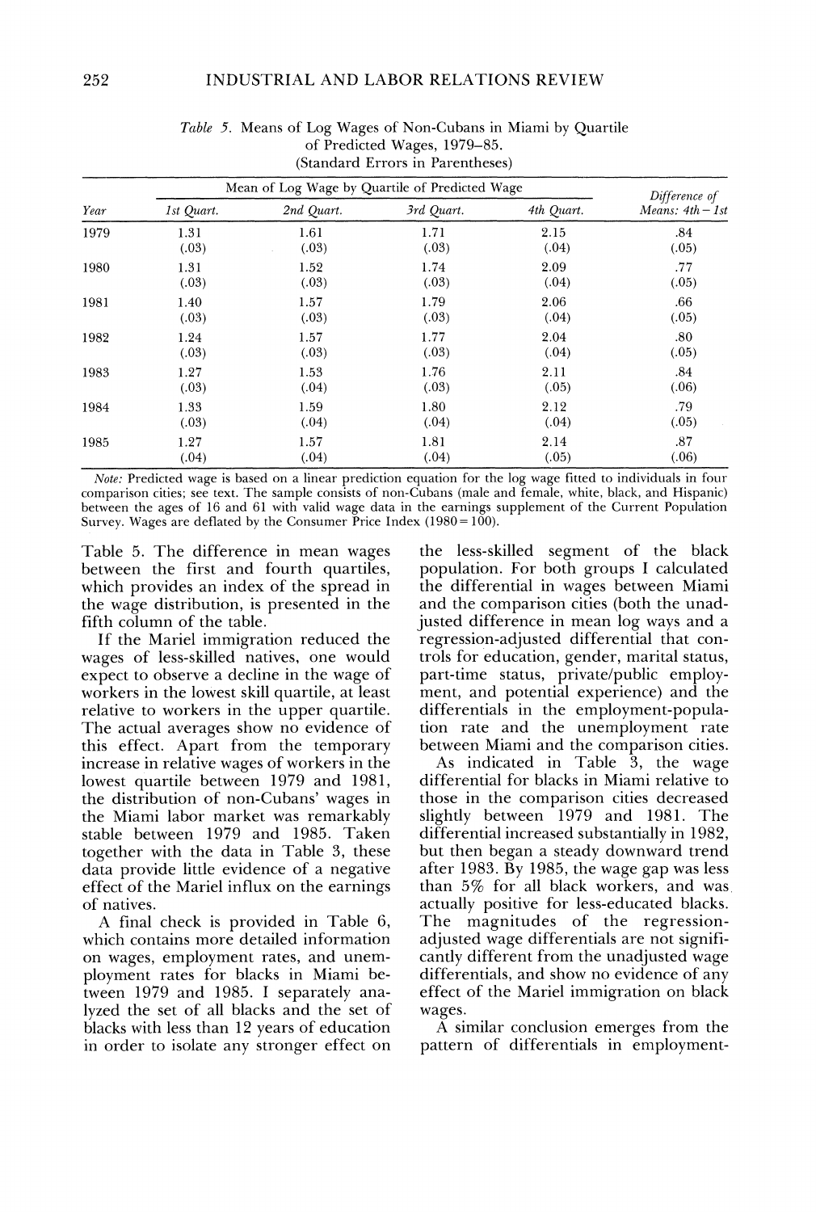Table 5. Means of Log Wages of Non-Cubans in Miami by Quartile of Predicted Wages, 1979–85.
(Standard Errors in Parentheses)

| Year | Mean of Log Wage by Quartile of Predicted Wage | | | | Difference of Means: 4th – 1st |
|---|---|---|---|---|---|
| | 1st Quart. | 2nd Quart. | 3rd Quart. | 4th Quart. | |
| 1979 | 1.31 | 1.61 | 1.71 | 2.15 | .84 |
| | (.03) | (.03) | (.03) | (.04) | (.05) |
| 1980 | 1.31 | 1.52 | 1.74 | 2.09 | .77 |
| | (.03) | (.03) | (.03) | (.04) | (.05) |
| 1981 | 1.40 | 1.57 | 1.79 | 2.06 | .66 |
| | (.03) | (.03) | (.03) | (.04) | (.05) |
| 1982 | 1.24 | 1.57 | 1.77 | 2.04 | .80 |
| | (.03) | (.03) | (.03) | (.04) | (.05) |
| 1983 | 1.27 | 1.53 | 1.76 | 2.11 | .84 |
| | (.03) | (.04) | (.03) | (.05) | (.06) |
| 1984 | 1.33 | 1.59 | 1.80 | 2.12 | .79 |
| | (.03) | (.04) | (.04) | (.04) | (.05) |
| 1985 | 1.27 | 1.57 | 1.81 | 2.14 | .87 |
| | (.04) | (.04) | (.04) | (.05) | (.06) |

*Note:* Predicted wage is based on a linear prediction equation for the log wage fitted to individuals in four comparison cities; see text. The sample consists of non-Cubans (male and female, white, black, and Hispanic) between the ages of 16 and 61 with valid wage data in the earnings supplement of the Current Population Survey. Wages are deflated by the Consumer Price Index (1980 = 100).

Table 5. The difference in mean wages between the first and fourth quartiles, which provides an index of the spread in the wage distribution, is presented in the fifth column of the table.

If the Mariel immigration reduced the wages of less-skilled natives, one would expect to observe a decline in the wage of workers in the lowest skill quartile, at least relative to workers in the upper quartile. The actual averages show no evidence of this effect. Apart from the temporary increase in relative wages of workers in the lowest quartile between 1979 and 1981, the distribution of non-Cubans' wages in the Miami labor market was remarkably stable between 1979 and 1985. Taken together with the data in Table 3, these data provide little evidence of a negative effect of the Mariel influx on the earnings of natives.

A final check is provided in Table 6, which contains more detailed information on wages, employment rates, and unemployment rates for blacks in Miami between 1979 and 1985. I separately analyzed the set of all blacks and the set of blacks with less than 12 years of education in order to isolate any stronger effect on the less-skilled segment of the black population. For both groups I calculated the differential in wages between Miami and the comparison cities (both the unadjusted difference in mean log ways and a regression-adjusted differential that controls for education, gender, marital status, part-time status, private/public employment, and potential experience) and the differentials in the employment-population rate and the unemployment rate between Miami and the comparison cities.

As indicated in Table 3, the wage differential for blacks in Miami relative to those in the comparison cities decreased slightly between 1979 and 1981. The differential increased substantially in 1982, but then began a steady downward trend after 1983. By 1985, the wage gap was less than 5% for all black workers, and was actually positive for less-educated blacks. The magnitudes of the regression-adjusted wage differentials are not significantly different from the unadjusted wage differentials, and show no evidence of any effect of the Mariel immigration on black wages.

A similar conclusion emerges from the pattern of differentials in employment-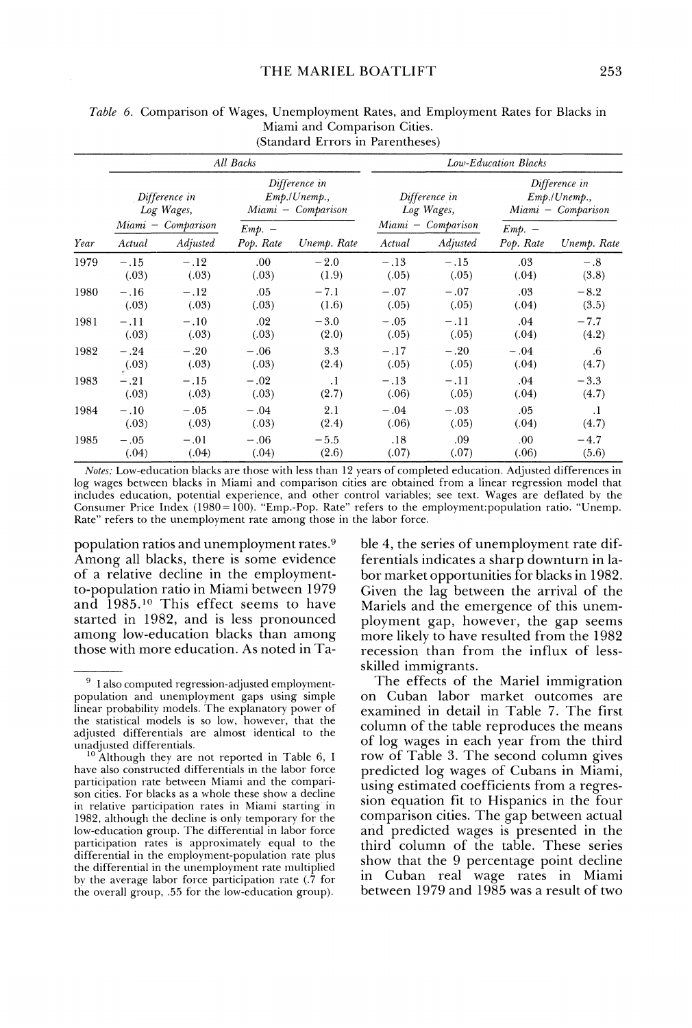Table 6. Comparison of Wages, Unemployment Rates, and Employment Rates for Blacks in Miami and Comparison Cities. (Standard Errors in Parentheses)

| | All Backs | | | | Low-Education Blacks | | | |
|---|---|---|---|---|---|---|---|---|
| | Difference in Log Wages, Miami − Comparison | | Difference in Emp./Unemp., Miami − Comparison | | Difference in Log Wages, Miami − Comparison | | Difference in Emp./Unemp., Miami − Comparison | |
| Year | Actual | Adjusted | Emp. − Pop. Rate | Unemp. Rate | Actual | Adjusted | Emp. − Pop. Rate | Unemp. Rate |
| 1979 | −.15 | −.12 | .00 | −2.0 | −.13 | −.15 | .03 | −.8 |
| | (.03) | (.03) | (.03) | (1.9) | (.05) | (.05) | (.04) | (3.8) |
| 1980 | −.16 | −.12 | .05 | −7.1 | −.07 | −.07 | .03 | −8.2 |
| | (.03) | (.03) | (.03) | (1.6) | (.05) | (.05) | (.04) | (3.5) |
| 1981 | −.11 | −.10 | .02 | −3.0 | −.05 | −.11 | .04 | −7.7 |
| | (.03) | (.03) | (.03) | (2.0) | (.05) | (.05) | (.04) | (4.2) |
| 1982 | −.24 | −.20 | −.06 | 3.3 | −.17 | −.20 | −.04 | .6 |
| | (.03) | (.03) | (.03) | (2.4) | (.05) | (.05) | (.04) | (4.7) |
| 1983 | −.21 | −.15 | −.02 | .1 | −.13 | −.11 | .04 | −3.3 |
| | (.03) | (.03) | (.03) | (2.7) | (.06) | (.05) | (.04) | (4.7) |
| 1984 | −.10 | −.05 | −.04 | 2.1 | −.04 | −.03 | .05 | .1 |
| | (.03) | (.03) | (.03) | (2.4) | (.06) | (.05) | (.04) | (4.7) |
| 1985 | −.05 | −.01 | −.06 | −5.5 | .18 | .09 | .00 | −4.7 |
| | (.04) | (.04) | (.04) | (2.6) | (.07) | (.07) | (.06) | (5.6) |

*Notes:* Low-education blacks are those with less than 12 years of completed education. Adjusted differences in log wages between blacks in Miami and comparison cities are obtained from a linear regression model that includes education, potential experience, and other control variables; see text. Wages are deflated by the Consumer Price Index (1980 = 100). "Emp.-Pop. Rate" refers to the employment:population ratio. "Unemp. Rate" refers to the unemployment rate among those in the labor force.

population ratios and unemployment rates.[9] Among all blacks, there is some evidence of a relative decline in the employment-to-population ratio in Miami between 1979 and 1985.[10] This effect seems to have started in 1982, and is less pronounced among low-education blacks than among those with more education. As noted in Table 4, the series of unemployment rate differentials indicates a sharp downturn in labor market opportunities for blacks in 1982. Given the lag between the arrival of the Mariels and the emergence of this unemployment gap, however, the gap seems more likely to have resulted from the 1982 recession than from the influx of less-skilled immigrants.

The effects of the Mariel immigration on Cuban labor market outcomes are examined in detail in Table 7. The first column of the table reproduces the means of log wages in each year from the third row of Table 3. The second column gives predicted log wages of Cubans in Miami, using estimated coefficients from a regression equation fit to Hispanics in the four comparison cities. The gap between actual and predicted wages is presented in the third column of the table. These series show that the 9 percentage point decline in Cuban real wage rates in Miami between 1979 and 1985 was a result of two

[9] I also computed regression-adjusted employment-population and unemployment gaps using simple linear probability models. The explanatory power of the statistical models is so low, however, that the adjusted differentials are almost identical to the unadjusted differentials.

[10] Although they are not reported in Table 6, I have also constructed differentials in the labor force participation rate between Miami and the comparison cities. For blacks as a whole these show a decline in relative participation rates in Miami starting in 1982, although the decline is only temporary for the low-education group. The differential in labor force participation rates is approximately equal to the differential in the employment-population rate plus the differential in the unemployment rate multiplied by the average labor force participation rate (.7 for the overall group, .55 for the low-education group).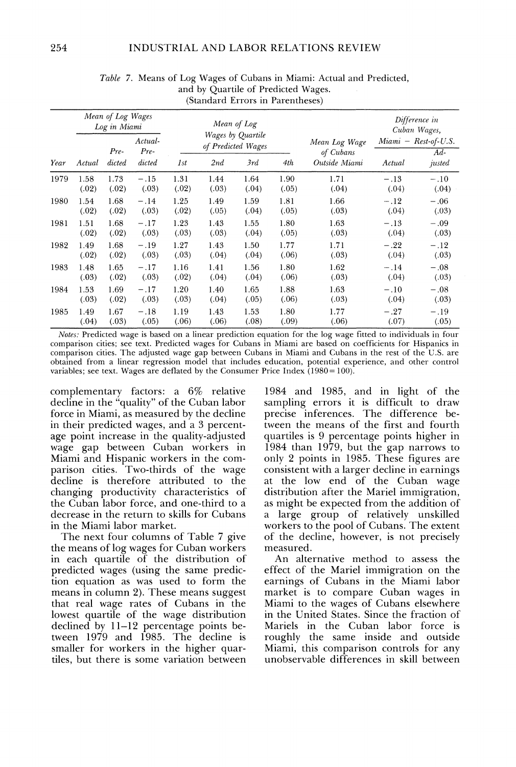Table 7. Means of Log Wages of Cubans in Miami: Actual and Predicted, and by Quartile of Predicted Wages. (Standard Errors in Parentheses)

| | Mean of Log Wages Log in Miami | | | Mean of Log Wages by Quartile of Predicted Wages | | | | | Difference in Cuban Wages, Miami − Rest-of-U.S. | |
|---|---|---|---|---|---|---|---|---|---|---|
| Year | Actual | Predicted | Actual-Predicted | 1st | 2nd | 3rd | 4th | Mean Log Wage of Cubans Outside Miami | Actual | Adjusted |
| 1979 | 1.58 | 1.73 | −.15 | 1.31 | 1.44 | 1.64 | 1.90 | 1.71 | −.13 | −.10 |
| | (.02) | (.02) | (.03) | (.02) | (.03) | (.04) | (.05) | (.04) | (.04) | (.04) |
| 1980 | 1.54 | 1.68 | −.14 | 1.25 | 1.49 | 1.59 | 1.81 | 1.66 | −.12 | −.06 |
| | (.02) | (.02) | (.03) | (.02) | (.05) | (.04) | (.05) | (.03) | (.04) | (.03) |
| 1981 | 1.51 | 1.68 | −.17 | 1.23 | 1.43 | 1.55 | 1.80 | 1.63 | −.13 | −.09 |
| | (.02) | (.02) | (.03) | (.03) | (.03) | (.04) | (.05) | (.03) | (.04) | (.03) |
| 1982 | 1.49 | 1.68 | −.19 | 1.27 | 1.43 | 1.50 | 1.77 | 1.71 | −.22 | −.12 |
| | (.02) | (.02) | (.03) | (.03) | (.04) | (.04) | (.06) | (.03) | (.04) | (.03) |
| 1983 | 1.48 | 1.65 | −.17 | 1.16 | 1.41 | 1.56 | 1.80 | 1.62 | −.14 | −.08 |
| | (.03) | (.02) | (.03) | (.02) | (.04) | (.04) | (.06) | (.03) | (.04) | (.03) |
| 1984 | 1.53 | 1.69 | −.17 | 1.20 | 1.40 | 1.65 | 1.88 | 1.63 | −.10 | −.08 |
| | (.03) | (.02) | (.03) | (.03) | (.04) | (.05) | (.06) | (.03) | (.04) | (.03) |
| 1985 | 1.49 | 1.67 | −.18 | 1.19 | 1.43 | 1.53 | 1.80 | 1.77 | −.27 | −.19 |
| | (.04) | (.03) | (.05) | (.06) | (.06) | (.08) | (.09) | (.06) | (.07) | (.05) |

*Notes:* Predicted wage is based on a linear prediction equation for the log wage fitted to individuals in four comparison cities; see text. Predicted wages for Cubans in Miami are based on coefficients for Hispanics in comparison cities. The adjusted wage gap between Cubans in Miami and Cubans in the rest of the U.S. are obtained from a linear regression model that includes education, potential experience, and other control variables; see text. Wages are deflated by the Consumer Price Index (1980 = 100).

complementary factors: a 6% relative decline in the "quality" of the Cuban labor force in Miami, as measured by the decline in their predicted wages, and a 3 percentage point increase in the quality-adjusted wage gap between Cuban workers in Miami and Hispanic workers in the comparison cities. Two-thirds of the wage decline is therefore attributed to the changing productivity characteristics of the Cuban labor force, and one-third to a decrease in the return to skills for Cubans in the Miami labor market.

The next four columns of Table 7 give the means of log wages for Cuban workers in each quartile of the distribution of predicted wages (using the same prediction equation as was used to form the means in column 2). These means suggest that real wage rates of Cubans in the lowest quartile of the wage distribution declined by 11–12 percentage points between 1979 and 1985. The decline is smaller for workers in the higher quartiles, but there is some variation between 1984 and 1985, and in light of the sampling errors it is difficult to draw precise inferences. The difference between the means of the first and fourth quartiles is 9 percentage points higher in 1984 than 1979, but the gap narrows to only 2 points in 1985. These figures are consistent with a larger decline in earnings at the low end of the Cuban wage distribution after the Mariel immigration, as might be expected from the addition of a large group of relatively unskilled workers to the pool of Cubans. The extent of the decline, however, is not precisely measured.

An alternative method to assess the effect of the Mariel immigration on the earnings of Cubans in the Miami labor market is to compare Cuban wages in Miami to the wages of Cubans elsewhere in the United States. Since the fraction of Mariels in the Cuban labor force is roughly the same inside and outside Miami, this comparison controls for any unobservable differences in skill between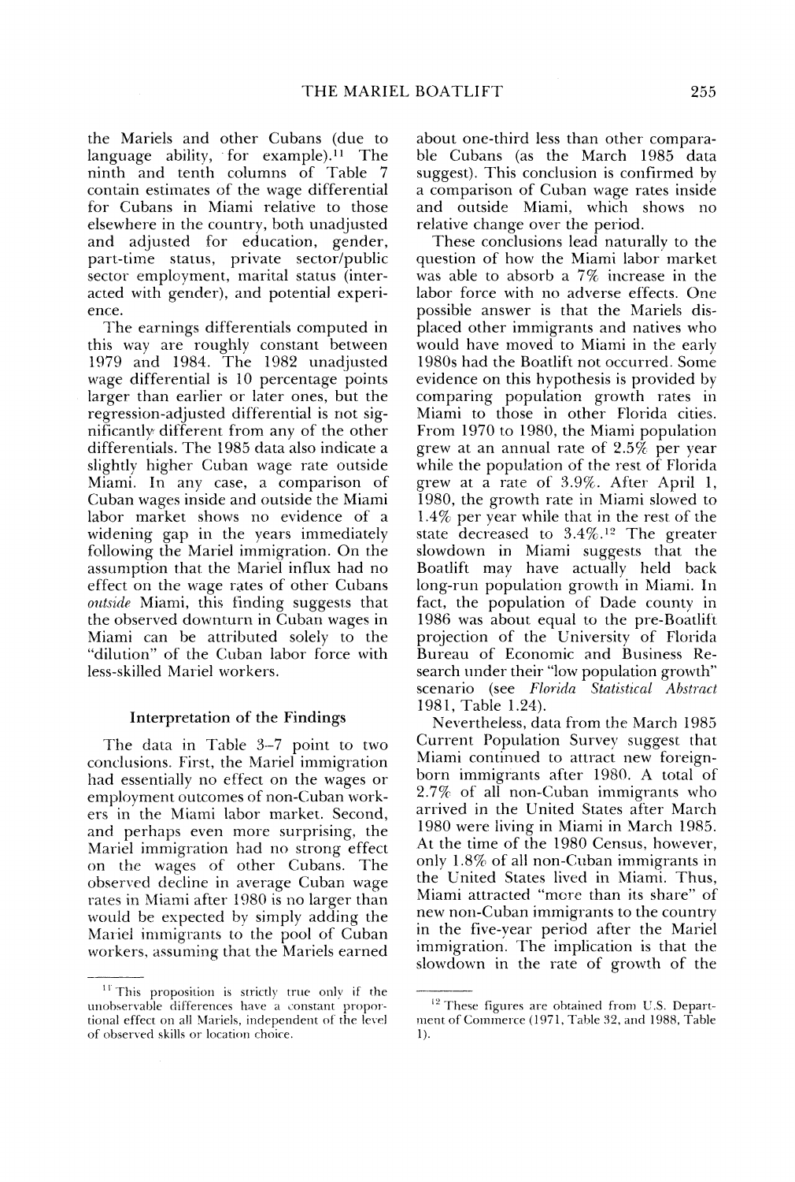the Mariels and other Cubans (due to language ability, for example).[11] The ninth and tenth columns of Table 7 contain estimates of the wage differential for Cubans in Miami relative to those elsewhere in the country, both unadjusted and adjusted for education, gender, part-time status, private sector/public sector employment, marital status (interacted with gender), and potential experience.

The earnings differentials computed in this way are roughly constant between 1979 and 1984. The 1982 unadjusted wage differential is 10 percentage points larger than earlier or later ones, but the regression-adjusted differential is not significantly different from any of the other differentials. The 1985 data also indicate a slightly higher Cuban wage rate outside Miami. In any case, a comparison of Cuban wages inside and outside the Miami labor market shows no evidence of a widening gap in the years immediately following the Mariel immigration. On the assumption that the Mariel influx had no effect on the wage rates of other Cubans *outside* Miami, this finding suggests that the observed downturn in Cuban wages in Miami can be attributed solely to the "dilution" of the Cuban labor force with less-skilled Mariel workers.

### Interpretation of the Findings

The data in Table 3–7 point to two conclusions. First, the Mariel immigration had essentially no effect on the wages or employment outcomes of non-Cuban workers in the Miami labor market. Second, and perhaps even more surprising, the Mariel immigration had no strong effect on the wages of other Cubans. The observed decline in average Cuban wage rates in Miami after 1980 is no larger than would be expected by simply adding the Mariel immigrants to the pool of Cuban workers, assuming that the Mariels earned about one-third less than other comparable Cubans (as the March 1985 data suggest). This conclusion is confirmed by a comparison of Cuban wage rates inside and outside Miami, which shows no relative change over the period.

These conclusions lead naturally to the question of how the Miami labor market was able to absorb a 7% increase in the labor force with no adverse effects. One possible answer is that the Mariels displaced other immigrants and natives who would have moved to Miami in the early 1980s had the Boatlift not occurred. Some evidence on this hypothesis is provided by comparing population growth rates in Miami to those in other Florida cities. From 1970 to 1980, the Miami population grew at an annual rate of 2.5% per year while the population of the rest of Florida grew at a rate of 3.9%. After April 1, 1980, the growth rate in Miami slowed to 1.4% per year while that in the rest of the state decreased to 3.4%.[12] The greater slowdown in Miami suggests that the Boatlift may have actually held back long-run population growth in Miami. In fact, the population of Dade county in 1986 was about equal to the pre-Boatlift projection of the University of Florida Bureau of Economic and Business Research under their "low population growth" scenario (see *Florida Statistical Abstract* 1981, Table 1.24).

Nevertheless, data from the March 1985 Current Population Survey suggest that Miami continued to attract new foreign-born immigrants after 1980. A total of 2.7% of all non-Cuban immigrants who arrived in the United States after March 1980 were living in Miami in March 1985. At the time of the 1980 Census, however, only 1.8% of all non-Cuban immigrants in the United States lived in Miami. Thus, Miami attracted "more than its share" of new non-Cuban immigrants to the country in the five-year period after the Mariel immigration. The implication is that the slowdown in the rate of growth of the

---

[11] This proposition is strictly true only if the unobservable differences have a constant proportional effect on all Mariels, independent of the level of observed skills or location choice.

[12] These figures are obtained from U.S. Department of Commerce (1971, Table 32, and 1988, Table 1).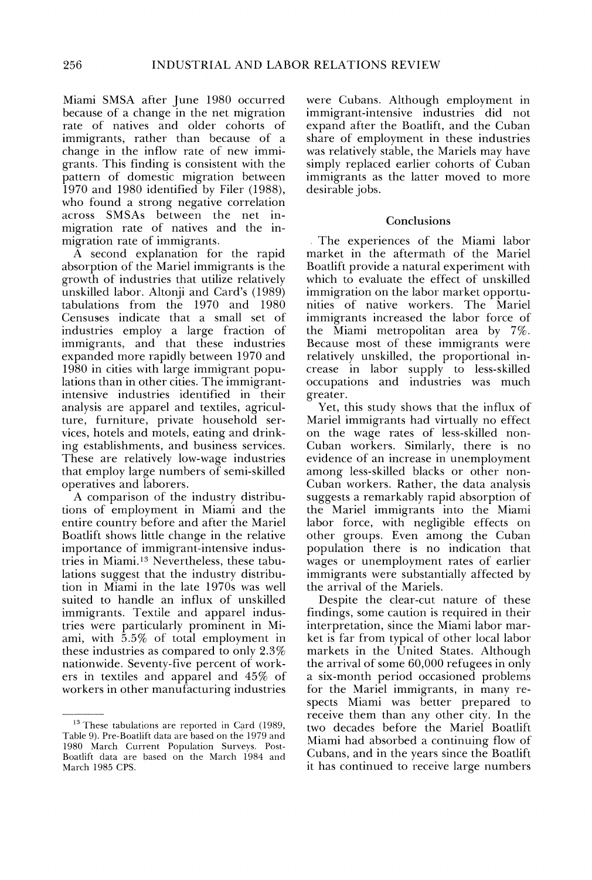Miami SMSA after June 1980 occurred because of a change in the net migration rate of natives and older cohorts of immigrants, rather than because of a change in the inflow rate of new immigrants. This finding is consistent with the pattern of domestic migration between 1970 and 1980 identified by Filer (1988), who found a strong negative correlation across SMSAs between the net in-migration rate of natives and the in-migration rate of immigrants.

A second explanation for the rapid absorption of the Mariel immigrants is the growth of industries that utilize relatively unskilled labor. Altonji and Card's (1989) tabulations from the 1970 and 1980 Censuses indicate that a small set of industries employ a large fraction of immigrants, and that these industries expanded more rapidly between 1970 and 1980 in cities with large immigrant populations than in other cities. The immigrant-intensive industries identified in their analysis are apparel and textiles, agriculture, furniture, private household services, hotels and motels, eating and drinking establishments, and business services. These are relatively low-wage industries that employ large numbers of semi-skilled operatives and laborers.

A comparison of the industry distributions of employment in Miami and the entire country before and after the Mariel Boatlift shows little change in the relative importance of immigrant-intensive industries in Miami.[13] Nevertheless, these tabulations suggest that the industry distribution in Miami in the late 1970s was well suited to handle an influx of unskilled immigrants. Textile and apparel industries were particularly prominent in Miami, with 5.5% of total employment in these industries as compared to only 2.3% nationwide. Seventy-five percent of workers in textiles and apparel and 45% of workers in other manufacturing industries were Cubans. Although employment in immigrant-intensive industries did not expand after the Boatlift, and the Cuban share of employment in these industries was relatively stable, the Mariels may have simply replaced earlier cohorts of Cuban immigrants as the latter moved to more desirable jobs.

## Conclusions

The experiences of the Miami labor market in the aftermath of the Mariel Boatlift provide a natural experiment with which to evaluate the effect of unskilled immigration on the labor market opportunities of native workers. The Mariel immigrants increased the labor force of the Miami metropolitan area by 7%. Because most of these immigrants were relatively unskilled, the proportional increase in labor supply to less-skilled occupations and industries was much greater.

Yet, this study shows that the influx of Mariel immigrants had virtually no effect on the wage rates of less-skilled non-Cuban workers. Similarly, there is no evidence of an increase in unemployment among less-skilled blacks or other non-Cuban workers. Rather, the data analysis suggests a remarkably rapid absorption of the Mariel immigrants into the Miami labor force, with negligible effects on other groups. Even among the Cuban population there is no indication that wages or unemployment rates of earlier immigrants were substantially affected by the arrival of the Mariels.

Despite the clear-cut nature of these findings, some caution is required in their interpretation, since the Miami labor market is far from typical of other local labor markets in the United States. Although the arrival of some 60,000 refugees in only a six-month period occasioned problems for the Mariel immigrants, in many respects Miami was better prepared to receive them than any other city. In the two decades before the Mariel Boatlift Miami had absorbed a continuing flow of Cubans, and in the years since the Boatlift it has continued to receive large numbers

---

[13] These tabulations are reported in Card (1989, Table 9). Pre-Boatlift data are based on the 1979 and 1980 March Current Population Surveys. Post-Boatlift data are based on the March 1984 and March 1985 CPS.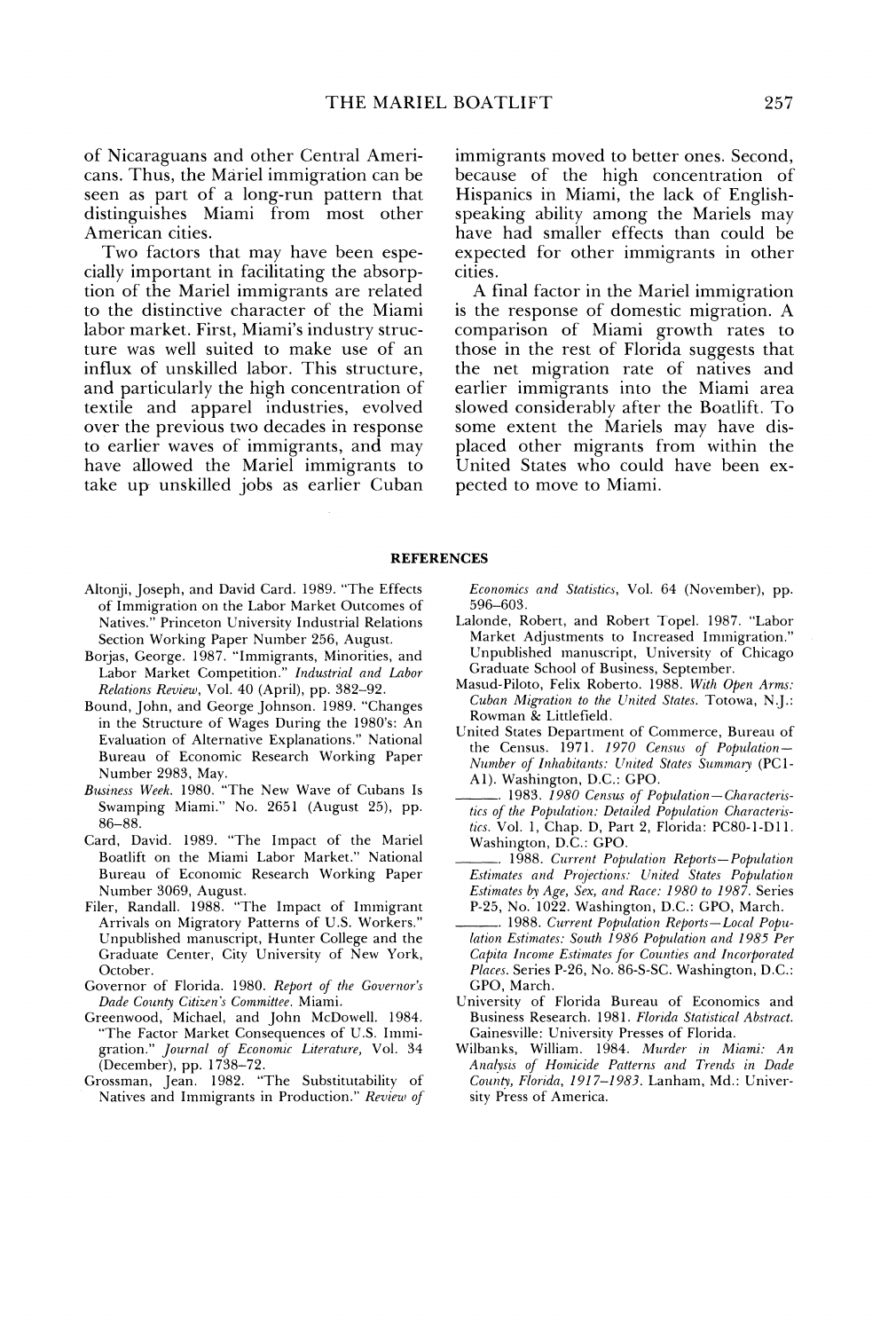of Nicaraguans and other Central Americans. Thus, the Mariel immigration can be seen as part of a long-run pattern that distinguishes Miami from most other American cities.

Two factors that may have been especially important in facilitating the absorption of the Mariel immigrants are related to the distinctive character of the Miami labor market. First, Miami's industry structure was well suited to make use of an influx of unskilled labor. This structure, and particularly the high concentration of textile and apparel industries, evolved over the previous two decades in response to earlier waves of immigrants, and may have allowed the Mariel immigrants to take up unskilled jobs as earlier Cuban immigrants moved to better ones. Second, because of the high concentration of Hispanics in Miami, the lack of English-speaking ability among the Mariels may have had smaller effects than could be expected for other immigrants in other cities.

A final factor in the Mariel immigration is the response of domestic migration. A comparison of Miami growth rates to those in the rest of Florida suggests that the net migration rate of natives and earlier immigrants into the Miami area slowed considerably after the Boatlift. To some extent the Mariels may have displaced other migrants from within the United States who could have been expected to move to Miami.

## REFERENCES

Altonji, Joseph, and David Card. 1989. "The Effects of Immigration on the Labor Market Outcomes of Natives." Princeton University Industrial Relations Section Working Paper Number 256, August.

Borjas, George. 1987. "Immigrants, Minorities, and Labor Market Competition." *Industrial and Labor Relations Review*, Vol. 40 (April), pp. 382–92.

Bound, John, and George Johnson. 1989. "Changes in the Structure of Wages During the 1980's: An Evaluation of Alternative Explanations." National Bureau of Economic Research Working Paper Number 2983, May.

*Business Week*. 1980. "The New Wave of Cubans Is Swamping Miami." No. 2651 (August 25), pp. 86–88.

Card, David. 1989. "The Impact of the Mariel Boatlift on the Miami Labor Market." National Bureau of Economic Research Working Paper Number 3069, August.

Filer, Randall. 1988. "The Impact of Immigrant Arrivals on Migratory Patterns of U.S. Workers." Unpublished manuscript, Hunter College and the Graduate Center, City University of New York, October.

Governor of Florida. 1980. *Report of the Governor's Dade County Citizen's Committee.* Miami.

Greenwood, Michael, and John McDowell. 1984. "The Factor Market Consequences of U.S. Immigration." *Journal of Economic Literature,* Vol. 34 (December), pp. 1738–72.

Grossman, Jean. 1982. "The Substitutability of Natives and Immigrants in Production." *Review of Economics and Statistics*, Vol. 64 (November), pp. 596–603.

Lalonde, Robert, and Robert Topel. 1987. "Labor Market Adjustments to Increased Immigration." Unpublished manuscript, University of Chicago Graduate School of Business, September.

Masud-Piloto, Felix Roberto. 1988. *With Open Arms: Cuban Migration to the United States.* Totowa, N.J.: Rowman & Littlefield.

United States Department of Commerce, Bureau of the Census. 1971. *1970 Census of Population—Number of Inhabitants: United States Summary* (PC1-A1). Washington, D.C.: GPO.

———. 1983. *1980 Census of Population—Characteristics of the Population: Detailed Population Characteristics.* Vol. 1, Chap. D, Part 2, Florida: PC80-1-D11. Washington, D.C.: GPO.

———. 1988. *Current Population Reports—Population Estimates and Projections: United States Population Estimates by Age, Sex, and Race: 1980 to 1987.* Series P-25, No. 1022. Washington, D.C.: GPO, March.

———. 1988. *Current Population Reports—Local Population Estimates: South 1986 Population and 1985 Per Capita Income Estimates for Counties and Incorporated Places.* Series P-26, No. 86-S-SC. Washington, D.C.: GPO, March.

University of Florida Bureau of Economics and Business Research. 1981. *Florida Statistical Abstract.* Gainesville: University Presses of Florida.

Wilbanks, William. 1984. *Murder in Miami: An Analysis of Homicide Patterns and Trends in Dade County, Florida, 1917–1983.* Lanham, Md.: University Press of America.